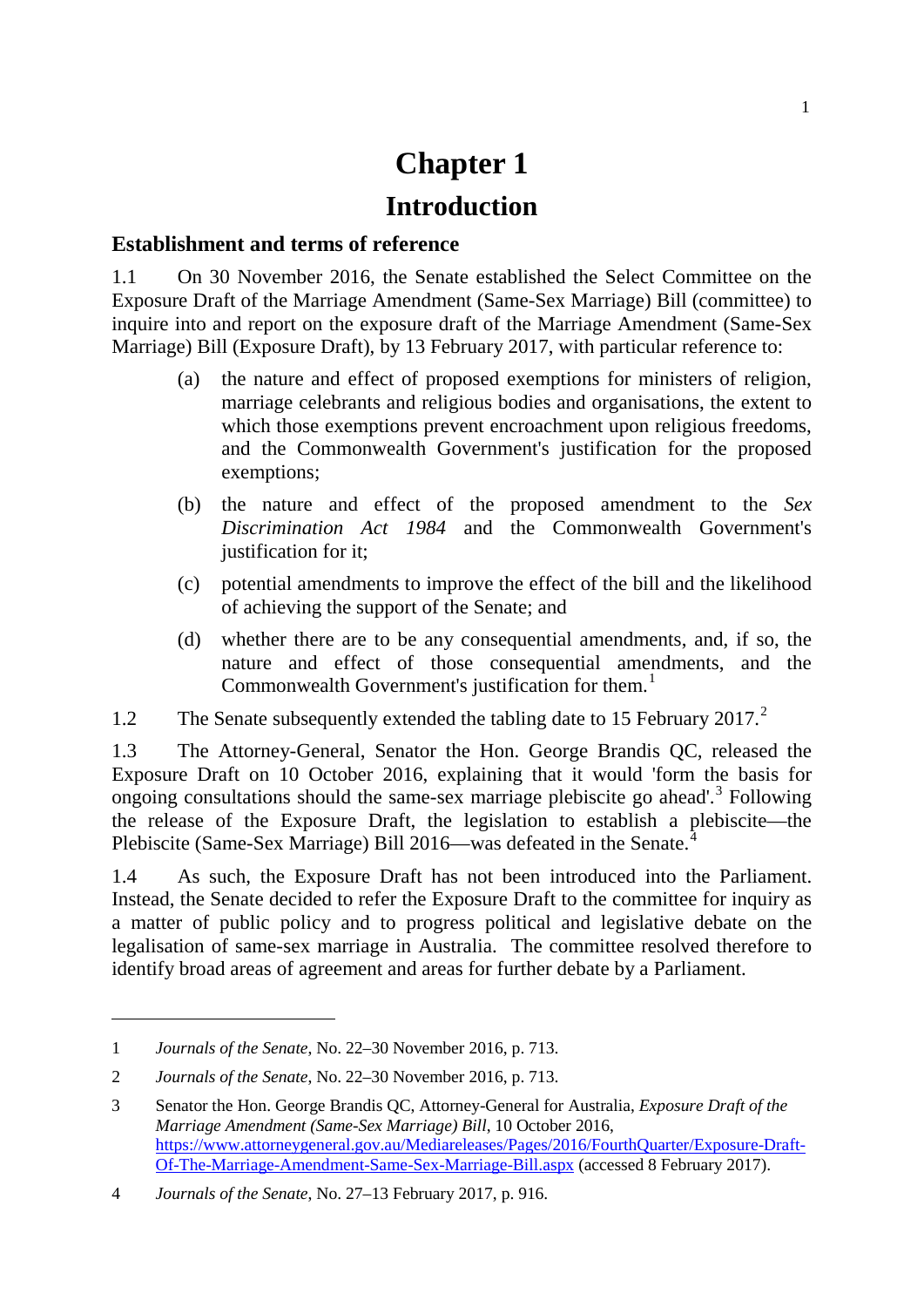# Chapter 1

# Introduction

## Establishment and terms of reference

1.1 On 30 November 2016, the Senate established the Select Committee on the Exposure Draft of the Marriage Amendment (Same-Sex Marriage) Bill (committee) to inquire into and report on the exposure draft of the Marriage Amendment (Same-Sex Marriage) Bill (Exposure Draft), by 13 February 2017, with particular reference to:

> (a) the nature and effect of proposed exemptions for ministers of religion, marriage celebrants and religious bodies and organisations, the extent to which those exemptions prevent encroachment upon religious freedoms, and the Commonwealth Government's justification for the proposed exemptions;
>
> (b) the nature and effect of the proposed amendment to the *Sex Discrimination Act 1984* and the Commonwealth Government's justification for it;
>
> (c) potential amendments to improve the effect of the bill and the likelihood of achieving the support of the Senate; and
>
> (d) whether there are to be any consequential amendments, and, if so, the nature and effect of those consequential amendments, and the Commonwealth Government's justification for them.[1]

1.2 The Senate subsequently extended the tabling date to 15 February 2017.[2]

1.3 The Attorney-General, Senator the Hon. George Brandis QC, released the Exposure Draft on 10 October 2016, explaining that it would 'form the basis for ongoing consultations should the same-sex marriage plebiscite go ahead'.[3] Following the release of the Exposure Draft, the legislation to establish a plebiscite—the Plebiscite (Same-Sex Marriage) Bill 2016—was defeated in the Senate.[4]

1.4 As such, the Exposure Draft has not been introduced into the Parliament. Instead, the Senate decided to refer the Exposure Draft to the committee for inquiry as a matter of public policy and to progress political and legislative debate on the legalisation of same-sex marriage in Australia. The committee resolved therefore to identify broad areas of agreement and areas for further debate by a Parliament.

---

1 *Journals of the Senate*, No. 22–30 November 2016, p. 713.

2 *Journals of the Senate*, No. 22–30 November 2016, p. 713.

3 Senator the Hon. George Brandis QC, Attorney-General for Australia, *Exposure Draft of the Marriage Amendment (Same-Sex Marriage) Bill*, 10 October 2016, https://www.attorneygeneral.gov.au/Mediareleases/Pages/2016/FourthQuarter/Exposure-Draft-Of-The-Marriage-Amendment-Same-Sex-Marriage-Bill.aspx (accessed 8 February 2017).

4 *Journals of the Senate*, No. 27–13 February 2017, p. 916.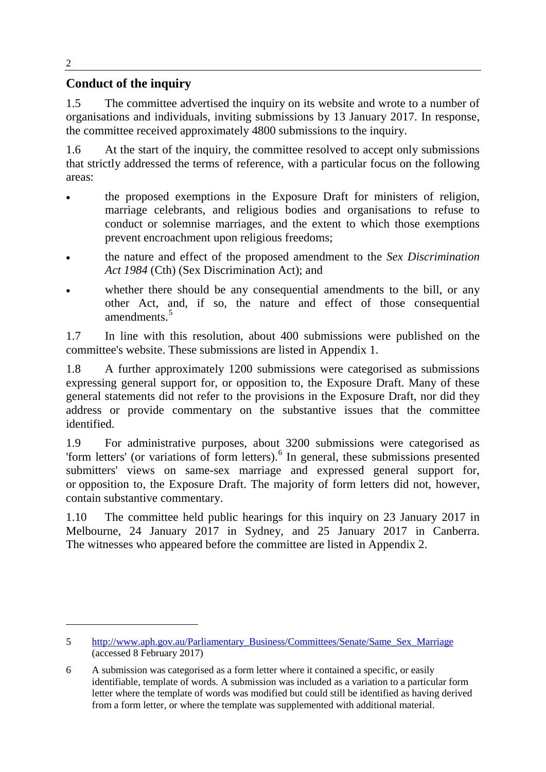## Conduct of the inquiry

1.5 The committee advertised the inquiry on its website and wrote to a number of organisations and individuals, inviting submissions by 13 January 2017. In response, the committee received approximately 4800 submissions to the inquiry.

1.6 At the start of the inquiry, the committee resolved to accept only submissions that strictly addressed the terms of reference, with a particular focus on the following areas:

- the proposed exemptions in the Exposure Draft for ministers of religion, marriage celebrants, and religious bodies and organisations to refuse to conduct or solemnise marriages, and the extent to which those exemptions prevent encroachment upon religious freedoms;
- the nature and effect of the proposed amendment to the *Sex Discrimination Act 1984* (Cth) (Sex Discrimination Act); and
- whether there should be any consequential amendments to the bill, or any other Act, and, if so, the nature and effect of those consequential amendments.[5]

1.7 In line with this resolution, about 400 submissions were published on the committee's website. These submissions are listed in Appendix 1.

1.8 A further approximately 1200 submissions were categorised as submissions expressing general support for, or opposition to, the Exposure Draft. Many of these general statements did not refer to the provisions in the Exposure Draft, nor did they address or provide commentary on the substantive issues that the committee identified.

1.9 For administrative purposes, about 3200 submissions were categorised as 'form letters' (or variations of form letters).[6] In general, these submissions presented submitters' views on same-sex marriage and expressed general support for, or opposition to, the Exposure Draft. The majority of form letters did not, however, contain substantive commentary.

1.10 The committee held public hearings for this inquiry on 23 January 2017 in Melbourne, 24 January 2017 in Sydney, and 25 January 2017 in Canberra. The witnesses who appeared before the committee are listed in Appendix 2.

---

5 http://www.aph.gov.au/Parliamentary_Business/Committees/Senate/Same_Sex_Marriage (accessed 8 February 2017)

6 A submission was categorised as a form letter where it contained a specific, or easily identifiable, template of words. A submission was included as a variation to a particular form letter where the template of words was modified but could still be identified as having derived from a form letter, or where the template was supplemented with additional material.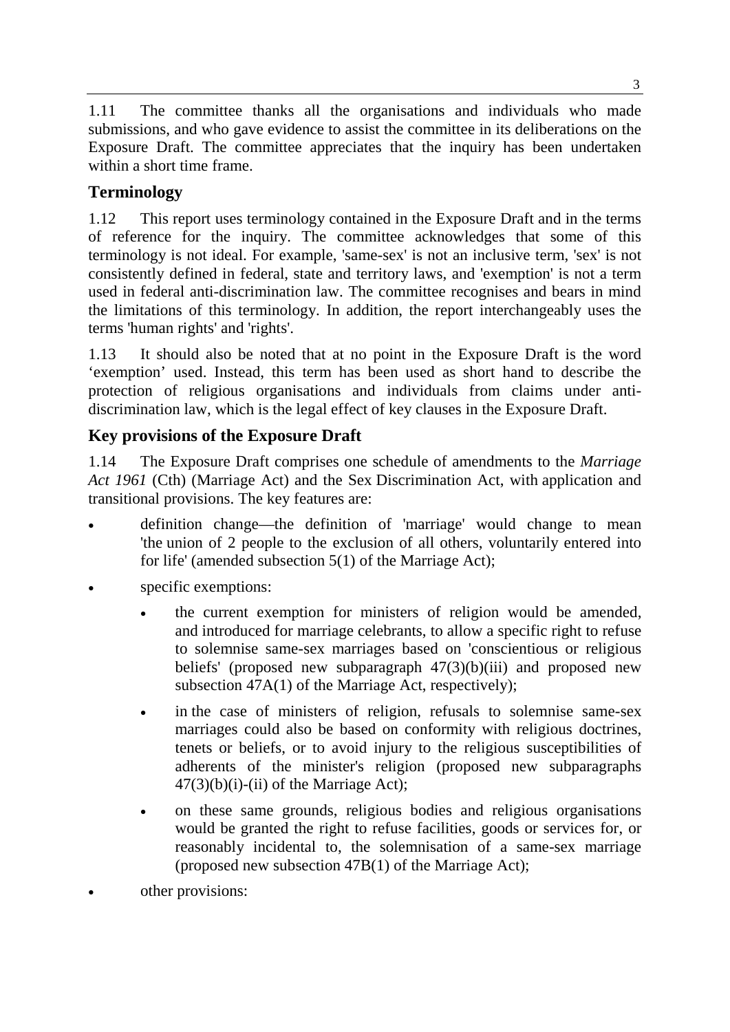1.11 The committee thanks all the organisations and individuals who made submissions, and who gave evidence to assist the committee in its deliberations on the Exposure Draft. The committee appreciates that the inquiry has been undertaken within a short time frame.

## Terminology

1.12 This report uses terminology contained in the Exposure Draft and in the terms of reference for the inquiry. The committee acknowledges that some of this terminology is not ideal. For example, 'same-sex' is not an inclusive term, 'sex' is not consistently defined in federal, state and territory laws, and 'exemption' is not a term used in federal anti-discrimination law. The committee recognises and bears in mind the limitations of this terminology. In addition, the report interchangeably uses the terms 'human rights' and 'rights'.

1.13 It should also be noted that at no point in the Exposure Draft is the word 'exemption' used. Instead, this term has been used as short hand to describe the protection of religious organisations and individuals from claims under anti-discrimination law, which is the legal effect of key clauses in the Exposure Draft.

## Key provisions of the Exposure Draft

1.14 The Exposure Draft comprises one schedule of amendments to the *Marriage Act 1961* (Cth) (Marriage Act) and the Sex Discrimination Act, with application and transitional provisions. The key features are:

- definition change—the definition of 'marriage' would change to mean 'the union of 2 people to the exclusion of all others, voluntarily entered into for life' (amended subsection 5(1) of the Marriage Act);
- specific exemptions:
  - the current exemption for ministers of religion would be amended, and introduced for marriage celebrants, to allow a specific right to refuse to solemnise same-sex marriages based on 'conscientious or religious beliefs' (proposed new subparagraph 47(3)(b)(iii) and proposed new subsection 47A(1) of the Marriage Act, respectively);
  - in the case of ministers of religion, refusals to solemnise same-sex marriages could also be based on conformity with religious doctrines, tenets or beliefs, or to avoid injury to the religious susceptibilities of adherents of the minister's religion (proposed new subparagraphs 47(3)(b)(i)-(ii) of the Marriage Act);
  - on these same grounds, religious bodies and religious organisations would be granted the right to refuse facilities, goods or services for, or reasonably incidental to, the solemnisation of a same-sex marriage (proposed new subsection 47B(1) of the Marriage Act);
- other provisions: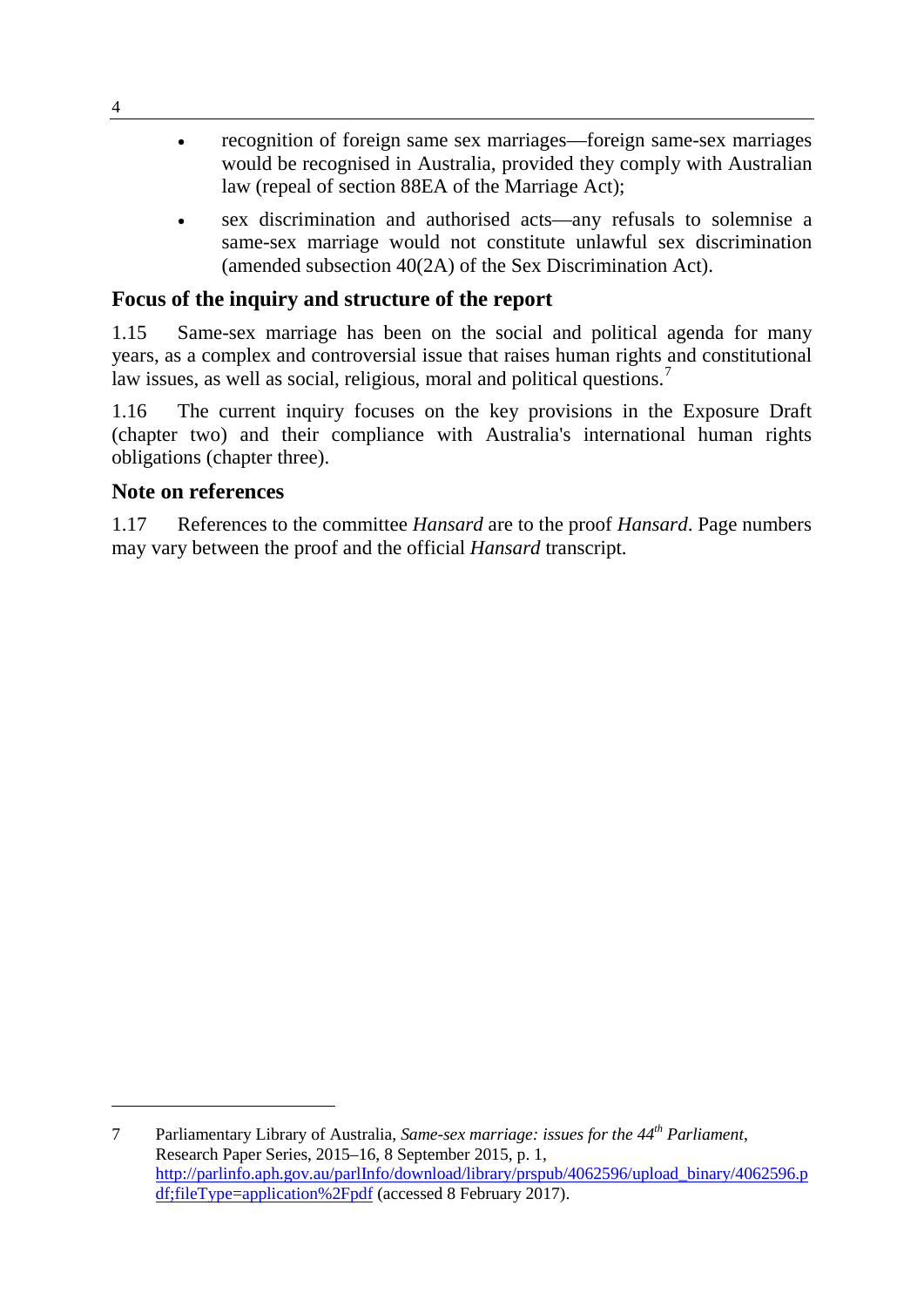- recognition of foreign same sex marriages—foreign same-sex marriages would be recognised in Australia, provided they comply with Australian law (repeal of section 88EA of the Marriage Act);
- sex discrimination and authorised acts—any refusals to solemnise a same-sex marriage would not constitute unlawful sex discrimination (amended subsection 40(2A) of the Sex Discrimination Act).

## Focus of the inquiry and structure of the report

1.15 Same-sex marriage has been on the social and political agenda for many years, as a complex and controversial issue that raises human rights and constitutional law issues, as well as social, religious, moral and political questions.[7]

1.16 The current inquiry focuses on the key provisions in the Exposure Draft (chapter two) and their compliance with Australia's international human rights obligations (chapter three).

## Note on references

1.17 References to the committee *Hansard* are to the proof *Hansard*. Page numbers may vary between the proof and the official *Hansard* transcript.

---

7 Parliamentary Library of Australia, *Same-sex marriage: issues for the 44th Parliament*, Research Paper Series, 2015–16, 8 September 2015, p. 1, http://parlinfo.aph.gov.au/parlInfo/download/library/prspub/4062596/upload_binary/4062596.pdf;fileType=application%2Fpdf (accessed 8 February 2017).